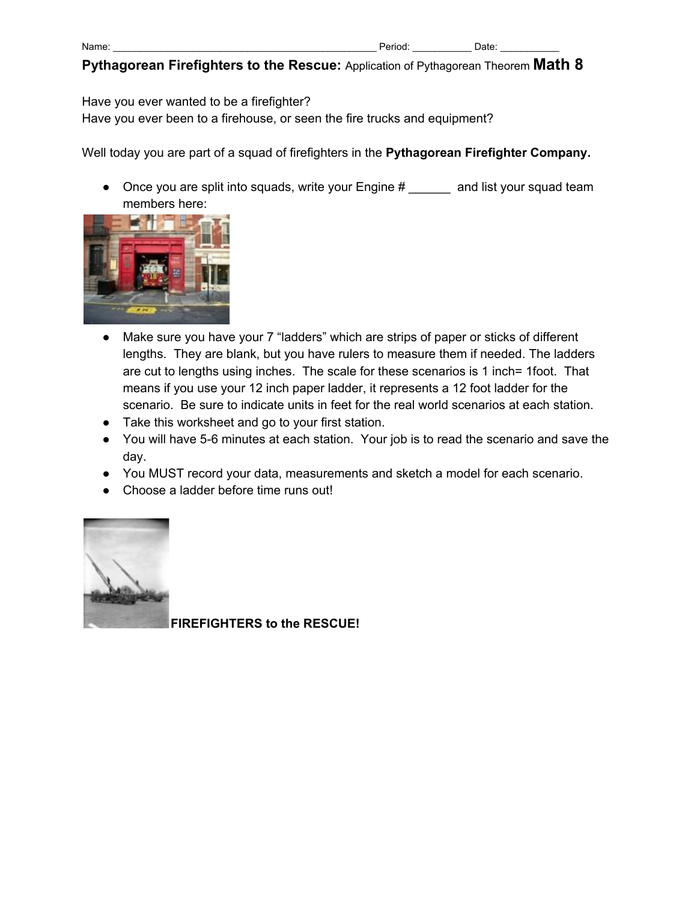Name: _______________________________________________ Period: ___________ Date: ___________

**Pythagorean Firefighters to the Rescue:** Application of Pythagorean Theorem **Math 8**

Have you ever wanted to be a firefighter?
Have you ever been to a firehouse, or seen the fire trucks and equipment?

Well today you are part of a squad of firefighters in the **Pythagorean Firefighter Company.**

- Once you are split into squads, write your Engine # ______ and list your squad team members here:

- Make sure you have your 7 “ladders” which are strips of paper or sticks of different lengths. They are blank, but you have rulers to measure them if needed. The ladders are cut to lengths using inches. The scale for these scenarios is 1 inch= 1foot. That means if you use your 12 inch paper ladder, it represents a 12 foot ladder for the scenario. Be sure to indicate units in feet for the real world scenarios at each station.
- Take this worksheet and go to your first station.
- You will have 5-6 minutes at each station. Your job is to read the scenario and save the day.
- You MUST record your data, measurements and sketch a model for each scenario.
- Choose a ladder before time runs out!

**FIREFIGHTERS to the RESCUE!**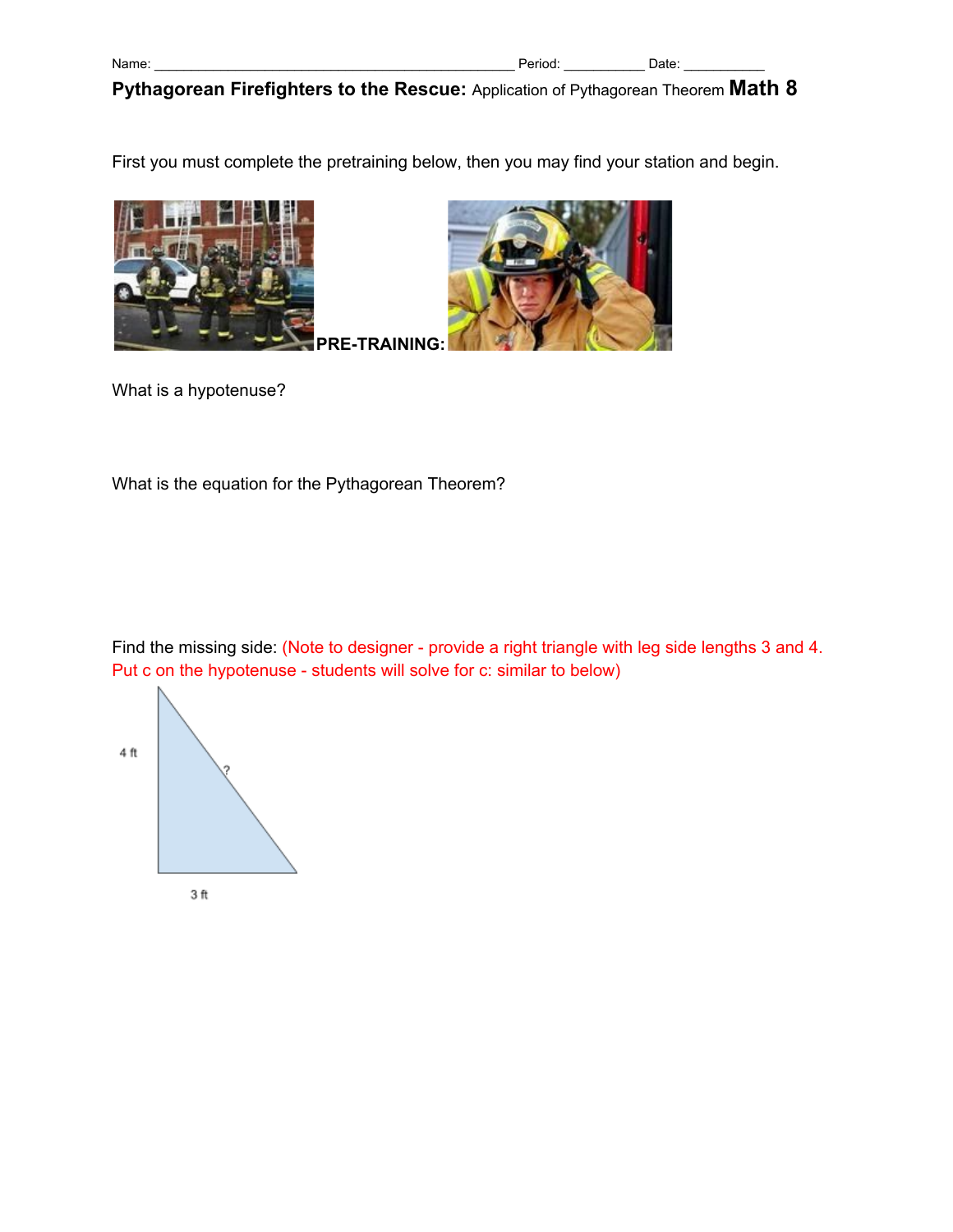Name: _______________________________________________ Period: ___________ Date: ___________

**Pythagorean Firefighters to the Rescue:** Application of Pythagorean Theorem **Math 8**

First you must complete the pretraining below, then you may find your station and begin.

**PRE-TRAINING:**

What is a hypotenuse?

What is the equation for the Pythagorean Theorem?

Find the missing side: (Note to designer - provide a right triangle with leg side lengths 3 and 4. Put c on the hypotenuse - students will solve for c: similar to below)

4 ft

?

3 ft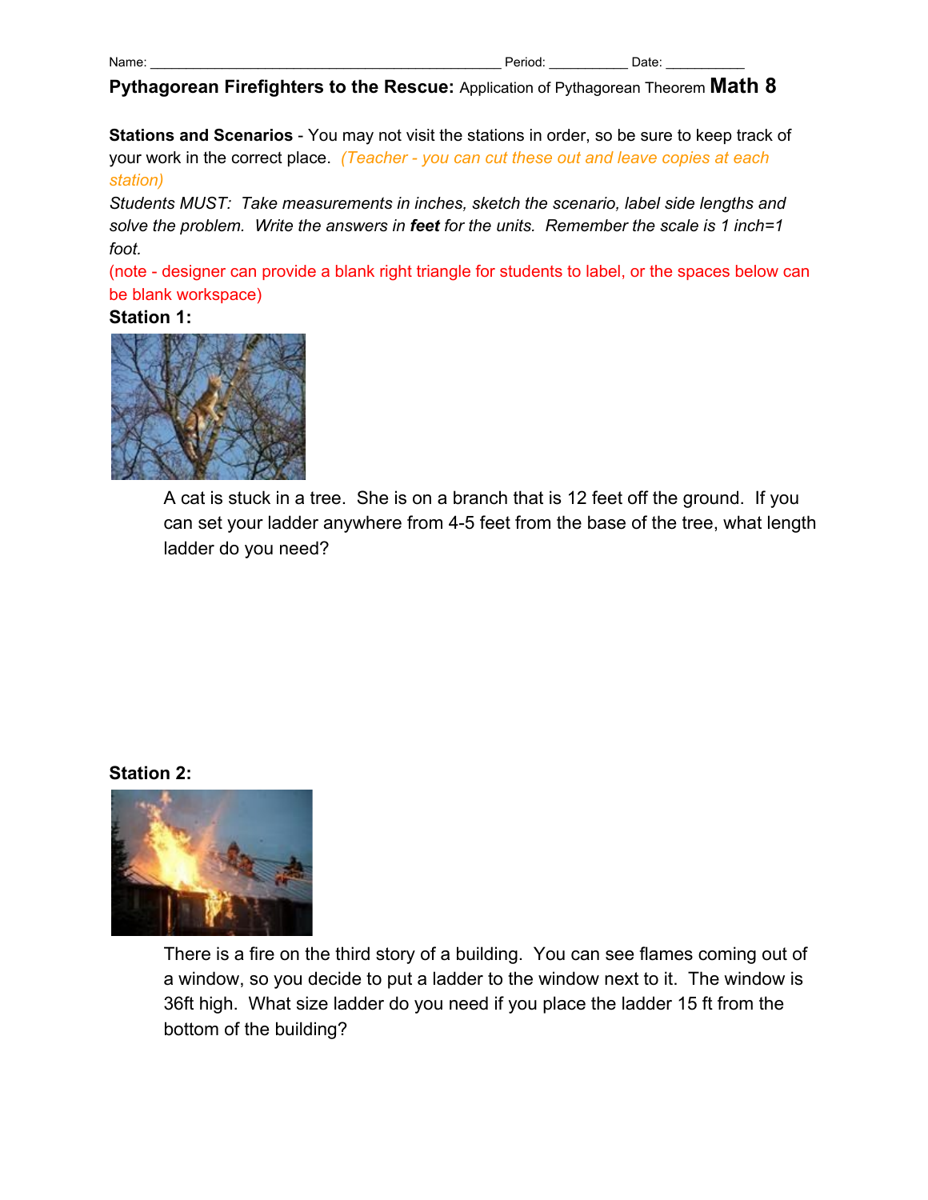Name: ___________________________________________ Period: __________ Date: ___________

**Pythagorean Firefighters to the Rescue:** Application of Pythagorean Theorem **Math 8**

**Stations and Scenarios** - You may not visit the stations in order, so be sure to keep track of your work in the correct place. *(Teacher - you can cut these out and leave copies at each station)*

*Students MUST: Take measurements in inches, sketch the scenario, label side lengths and solve the problem. Write the answers in **feet** for the units. Remember the scale is 1 inch=1 foot.*

(note - designer can provide a blank right triangle for students to label, or the spaces below can be blank workspace)

**Station 1:**

A cat is stuck in a tree. She is on a branch that is 12 feet off the ground. If you can set your ladder anywhere from 4-5 feet from the base of the tree, what length ladder do you need?

**Station 2:**

There is a fire on the third story of a building. You can see flames coming out of a window, so you decide to put a ladder to the window next to it. The window is 36ft high. What size ladder do you need if you place the ladder 15 ft from the bottom of the building?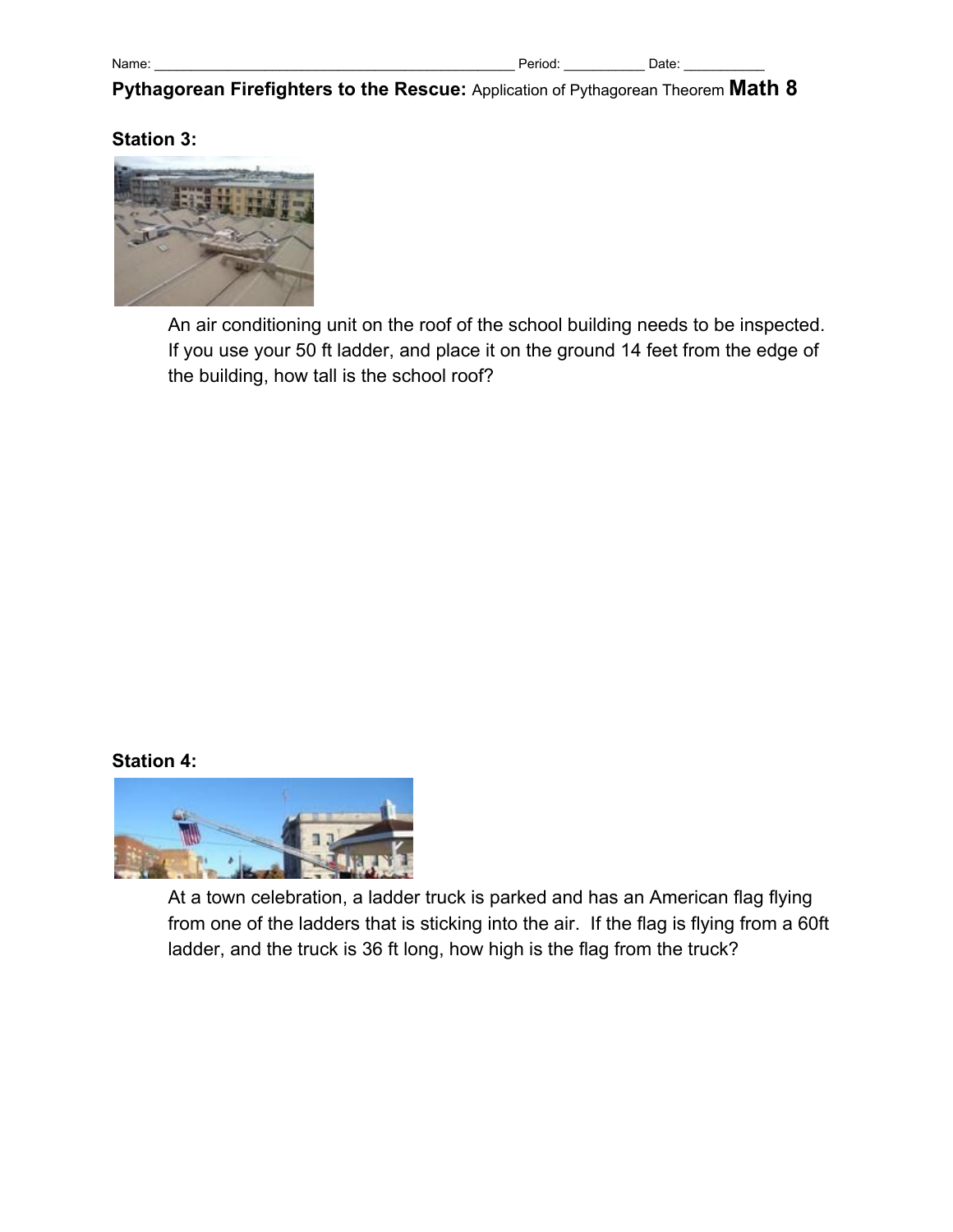Name: _______________________________________________ Period: ___________ Date: ___________

**Pythagorean Firefighters to the Rescue:** Application of Pythagorean Theorem **Math 8**

**Station 3:**

An air conditioning unit on the roof of the school building needs to be inspected. If you use your 50 ft ladder, and place it on the ground 14 feet from the edge of the building, how tall is the school roof?

**Station 4:**

At a town celebration, a ladder truck is parked and has an American flag flying from one of the ladders that is sticking into the air. If the flag is flying from a 60ft ladder, and the truck is 36 ft long, how high is the flag from the truck?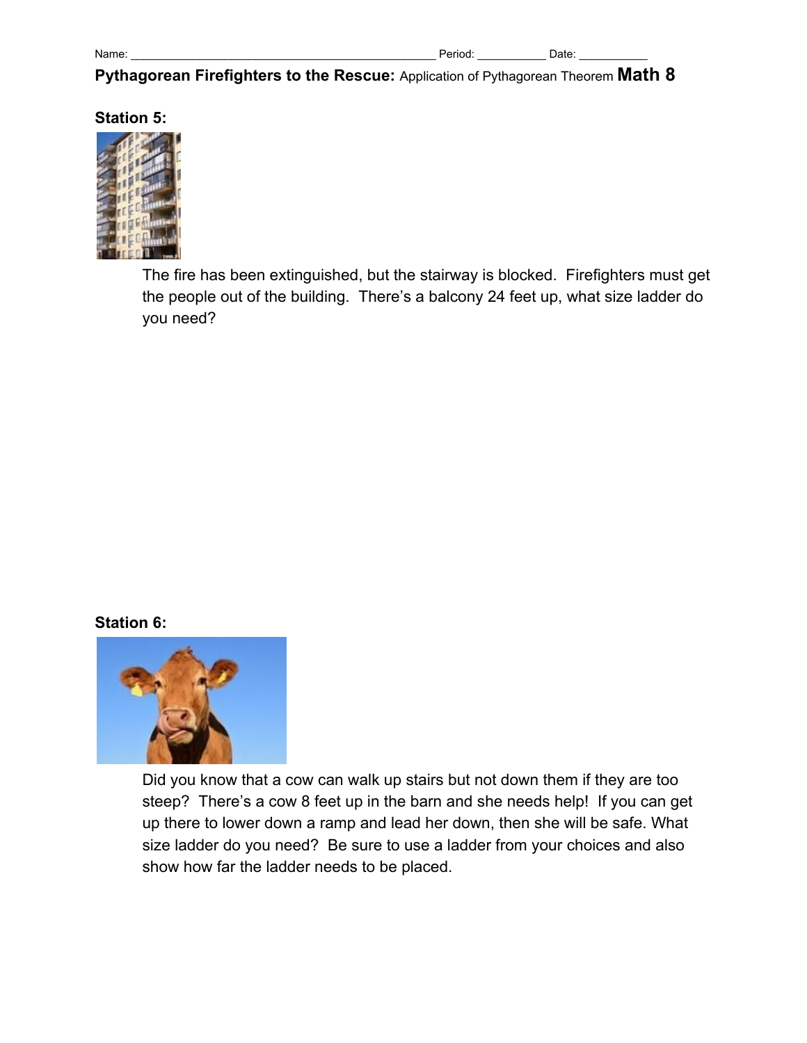Name: ______________________________________________ Period: __________ Date: ___________

**Pythagorean Firefighters to the Rescue:** Application of Pythagorean Theorem **Math 8**

**Station 5:**

The fire has been extinguished, but the stairway is blocked. Firefighters must get the people out of the building. There's a balcony 24 feet up, what size ladder do you need?

**Station 6:**

Did you know that a cow can walk up stairs but not down them if they are too steep? There's a cow 8 feet up in the barn and she needs help! If you can get up there to lower down a ramp and lead her down, then she will be safe. What size ladder do you need? Be sure to use a ladder from your choices and also show how far the ladder needs to be placed.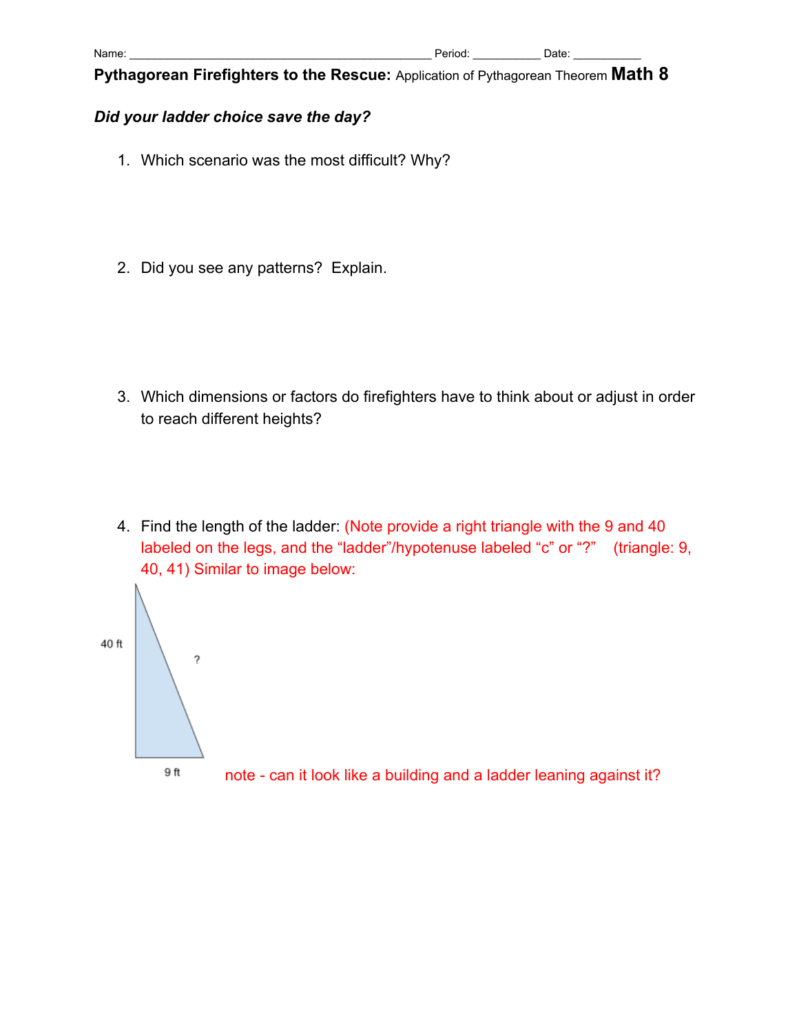Name: _______________________________________________ Period: __________ Date: ___________

**Pythagorean Firefighters to the Rescue:** Application of Pythagorean Theorem **Math 8**

***Did your ladder choice save the day?***

1. Which scenario was the most difficult? Why?

2. Did you see any patterns? Explain.

3. Which dimensions or factors do firefighters have to think about or adjust in order to reach different heights?

4. Find the length of the ladder: (Note provide a right triangle with the 9 and 40 labeled on the legs, and the "ladder"/hypotenuse labeled "c" or "?" (triangle: 9, 40, 41) Similar to image below:

40 ft

?

9 ft

note - can it look like a building and a ladder leaning against it?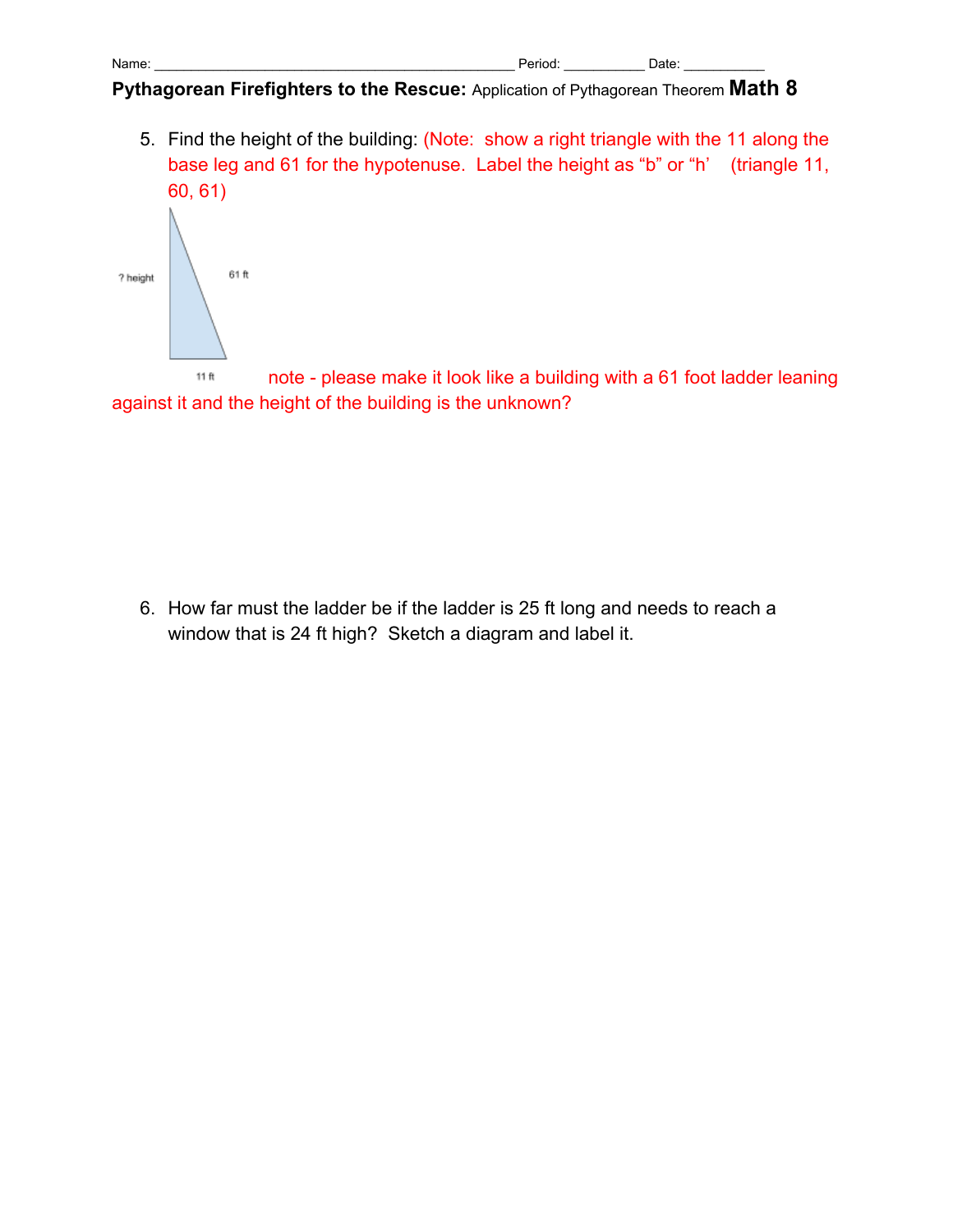Name: _______________________________________________ Period: __________ Date: ___________

**Pythagorean Firefighters to the Rescue:** Application of Pythagorean Theorem **Math 8**

5. Find the height of the building: (Note: show a right triangle with the 11 along the base leg and 61 for the hypotenuse. Label the height as "b" or "h' (triangle 11, 60, 61)

? height

61 ft

11 ft

note - please make it look like a building with a 61 foot ladder leaning against it and the height of the building is the unknown?

6. How far must the ladder be if the ladder is 25 ft long and needs to reach a window that is 24 ft high? Sketch a diagram and label it.